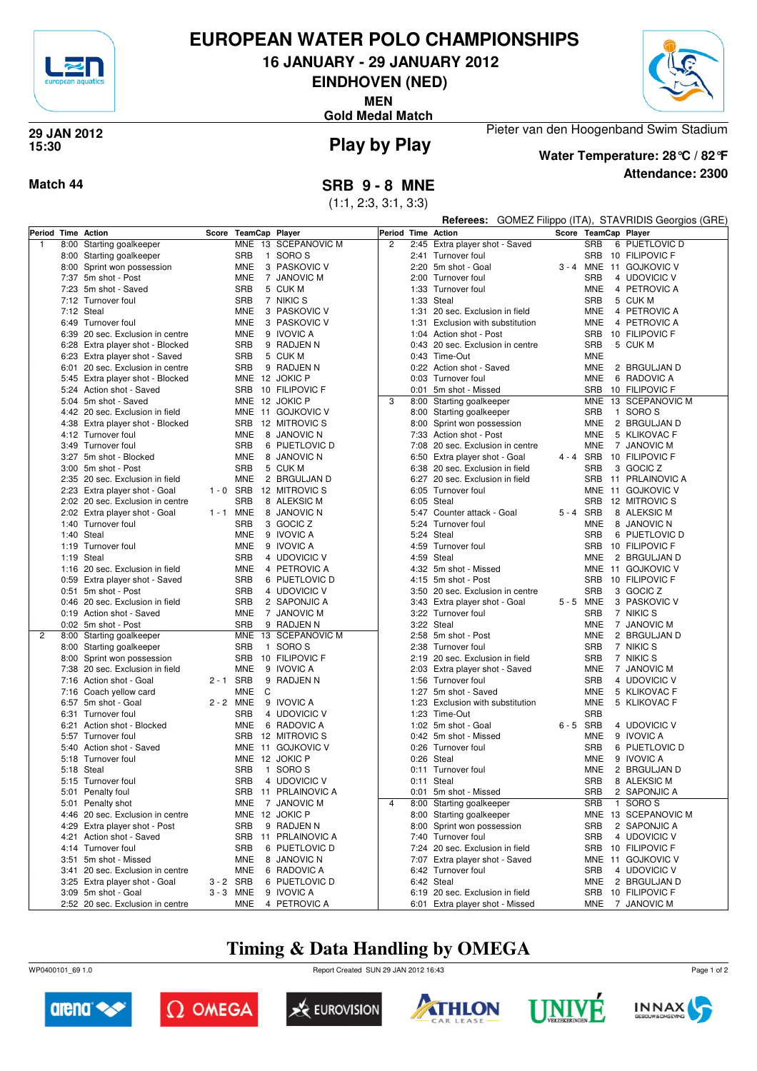# EUROPEAN WATER POLO CHAMPIONSHIPS

## 16 JANUARY - 29 JANUARY 2012

## EINDHOVEN (NED)

**MEN**

**Gold Medal Match**

**29 JAN 2012**
**15:30**

## Play by Play

Pieter van den Hoogenband Swim Stadium

**Water Temperature: 28℃ / 82℉**

**Attendance: 2300**

**Match 44**

## SRB 9 - 8 MNE

(1:1, 2:3, 3:1, 3:3)

**Referees:** GOMEZ Filippo (ITA), STAVRIDIS Georgios (GRE)

| Period | Time | Action | Score | TeamCap | | Player |
|---|---|---|---|---|---|---|
| 1 | 8:00 | Starting goalkeeper | | MNE | 13 | SCEPANOVIC M |
| | 8:00 | Starting goalkeeper | | SRB | 1 | SORO S |
| | 8:00 | Sprint won possession | | MNE | 3 | PASKOVIC V |
| | 7:37 | 5m shot - Post | | MNE | 7 | JANOVIC M |
| | 7:23 | 5m shot - Saved | | SRB | 5 | CUK M |
| | 7:12 | Turnover foul | | SRB | 7 | NIKIC S |
| | 7:12 | Steal | | MNE | 3 | PASKOVIC V |
| | 6:49 | Turnover foul | | MNE | 3 | PASKOVIC V |
| | 6:39 | 20 sec. Exclusion in centre | | MNE | 9 | IVOVIC A |
| | 6:28 | Extra player shot - Blocked | | SRB | 9 | RADJEN N |
| | 6:23 | Extra player shot - Saved | | SRB | 5 | CUK M |
| | 6:01 | 20 sec. Exclusion in centre | | SRB | 9 | RADJEN N |
| | 5:45 | Extra player shot - Blocked | | MNE | 12 | JOKIC P |
| | 5:24 | Action shot - Saved | | SRB | 10 | FILIPOVIC F |
| | 5:04 | 5m shot - Saved | | MNE | 12 | JOKIC P |
| | 4:42 | 20 sec. Exclusion in field | | MNE | 11 | GOJKOVIC V |
| | 4:38 | Extra player shot - Blocked | | SRB | 12 | MITROVIC S |
| | 4:12 | Turnover foul | | MNE | 8 | JANOVIC N |
| | 3:49 | Turnover foul | | SRB | 6 | PIJETLOVIC D |
| | 3:27 | 5m shot - Blocked | | MNE | 8 | JANOVIC N |
| | 3:00 | 5m shot - Post | | SRB | 5 | CUK M |
| | 2:35 | 20 sec. Exclusion in field | | MNE | 2 | BRGULJAN D |
| | 2:23 | Extra player shot - Goal | 1 - 0 | SRB | 12 | MITROVIC S |
| | 2:02 | 20 sec. Exclusion in centre | | SRB | 8 | ALEKSIC M |
| | 2:02 | Extra player shot - Goal | 1 - 1 | MNE | 8 | JANOVIC N |
| | 1:40 | Turnover foul | | SRB | 3 | GOCIC Z |
| | 1:40 | Steal | | MNE | 9 | IVOVIC A |
| | 1:19 | Turnover foul | | MNE | 9 | IVOVIC A |
| | 1:19 | Steal | | SRB | 4 | UDOVICIC V |
| | 1:16 | 20 sec. Exclusion in field | | MNE | 4 | PETROVIC A |
| | 0:59 | Extra player shot - Saved | | SRB | 6 | PIJETLOVIC D |
| | 0:51 | 5m shot - Post | | SRB | 4 | UDOVICIC V |
| | 0:46 | 20 sec. Exclusion in field | | SRB | 2 | SAPONJIC A |
| | 0:19 | Action shot - Saved | | MNE | 7 | JANOVIC M |
| | 0:02 | 5m shot - Post | | SRB | 9 | RADJEN N |
| 2 | 8:00 | Starting goalkeeper | | MNE | 13 | SCEPANOVIC M |
| | 8:00 | Starting goalkeeper | | SRB | 1 | SORO S |
| | 8:00 | Sprint won possession | | SRB | 10 | FILIPOVIC F |
| | 7:38 | 20 sec. Exclusion in field | | MNE | 9 | IVOVIC A |
| | 7:16 | Action shot - Goal | 2 - 1 | SRB | 9 | RADJEN N |
| | 7:16 | Coach yellow card | | MNE | C | |
| | 6:57 | 5m shot - Goal | 2 - 2 | MNE | 9 | IVOVIC A |
| | 6:31 | Turnover foul | | SRB | 4 | UDOVICIC V |
| | 6:21 | Action shot - Blocked | | MNE | 6 | RADOVIC A |
| | 5:57 | Turnover foul | | SRB | 12 | MITROVIC S |
| | 5:40 | Action shot - Saved | | MNE | 11 | GOJKOVIC V |
| | 5:18 | Turnover foul | | MNE | 12 | JOKIC P |
| | 5:18 | Steal | | SRB | 1 | SORO S |
| | 5:15 | Turnover foul | | SRB | 4 | UDOVICIC V |
| | 5:01 | Penalty foul | | SRB | 11 | PRLAINOVIC A |
| | 5:01 | Penalty shot | | MNE | 7 | JANOVIC M |
| | 4:46 | 20 sec. Exclusion in centre | | MNE | 12 | JOKIC P |
| | 4:29 | Extra player shot - Post | | SRB | 9 | RADJEN N |
| | 4:21 | Action shot - Saved | | SRB | 11 | PRLAINOVIC A |
| | 4:14 | Turnover foul | | SRB | 6 | PIJETLOVIC D |
| | 3:51 | 5m shot - Missed | | MNE | 8 | JANOVIC N |
| | 3:41 | 20 sec. Exclusion in centre | | MNE | 6 | RADOVIC A |
| | 3:25 | Extra player shot - Goal | 3 - 2 | SRB | 6 | PIJETLOVIC D |
| | 3:09 | 5m shot - Goal | 3 - 3 | MNE | 9 | IVOVIC A |
| | 2:52 | 20 sec. Exclusion in centre | | MNE | 4 | PETROVIC A |
| 2 | 2:45 | Extra player shot - Saved | | SRB | 6 | PIJETLOVIC D |
| | 2:41 | Turnover foul | | SRB | 10 | FILIPOVIC F |
| | 2:20 | 5m shot - Goal | 3 - 4 | MNE | 11 | GOJKOVIC V |
| | 2:00 | Turnover foul | | SRB | 4 | UDOVICIC V |
| | 1:33 | Turnover foul | | MNE | 4 | PETROVIC A |
| | 1:33 | Steal | | SRB | 5 | CUK M |
| | 1:31 | 20 sec. Exclusion in field | | MNE | 4 | PETROVIC A |
| | 1:31 | Exclusion with substitution | | MNE | 4 | PETROVIC A |
| | 1:04 | Action shot - Post | | SRB | 10 | FILIPOVIC F |
| | 0:43 | 20 sec. Exclusion in centre | | SRB | 5 | CUK M |
| | 0:43 | Time-Out | | MNE | | |
| | 0:22 | Action shot - Saved | | MNE | 2 | BRGULJAN D |
| | 0:03 | Turnover foul | | MNE | 6 | RADOVIC A |
| | 0:01 | 5m shot - Missed | | SRB | 10 | FILIPOVIC F |
| 3 | 8:00 | Starting goalkeeper | | MNE | 13 | SCEPANOVIC M |
| | 8:00 | Starting goalkeeper | | SRB | 1 | SORO S |
| | 8:00 | Sprint won possession | | MNE | 2 | BRGULJAN D |
| | 7:33 | Action shot - Post | | MNE | 5 | KLIKOVAC F |
| | 7:08 | 20 sec. Exclusion in centre | | MNE | 7 | JANOVIC M |
| | 6:50 | Extra player shot - Goal | 4 - 4 | SRB | 10 | FILIPOVIC F |
| | 6:38 | 20 sec. Exclusion in field | | SRB | 3 | GOCIC Z |
| | 6:27 | 20 sec. Exclusion in field | | SRB | 11 | PRLAINOVIC A |
| | 6:05 | Turnover foul | | MNE | 11 | GOJKOVIC V |
| | 6:05 | Steal | | SRB | 12 | MITROVIC S |
| | 5:47 | Counter attack - Goal | 5 - 4 | SRB | 8 | ALEKSIC M |
| | 5:24 | Turnover foul | | MNE | 8 | JANOVIC N |
| | 5:24 | Steal | | SRB | 6 | PIJETLOVIC D |
| | 4:59 | Turnover foul | | SRB | 10 | FILIPOVIC F |
| | 4:59 | Steal | | MNE | 2 | BRGULJAN D |
| | 4:32 | 5m shot - Missed | | MNE | 11 | GOJKOVIC V |
| | 4:15 | 5m shot - Post | | SRB | 10 | FILIPOVIC F |
| | 3:50 | 20 sec. Exclusion in centre | | SRB | 3 | GOCIC Z |
| | 3:43 | Extra player shot - Goal | 5 - 5 | MNE | 3 | PASKOVIC V |
| | 3:22 | Turnover foul | | SRB | 7 | NIKIC S |
| | 3:22 | Steal | | MNE | 7 | JANOVIC M |
| | 2:58 | 5m shot - Post | | MNE | 2 | BRGULJAN D |
| | 2:38 | Turnover foul | | SRB | 7 | NIKIC S |
| | 2:19 | 20 sec. Exclusion in field | | SRB | 7 | NIKIC S |
| | 2:03 | Extra player shot - Saved | | MNE | 7 | JANOVIC M |
| | 1:56 | Turnover foul | | SRB | 4 | UDOVICIC V |
| | 1:27 | 5m shot - Saved | | MNE | 5 | KLIKOVAC F |
| | 1:23 | Exclusion with substitution | | MNE | 5 | KLIKOVAC F |
| | 1:23 | Time-Out | | SRB | | |
| | 1:02 | 5m shot - Goal | 6 - 5 | SRB | 4 | UDOVICIC V |
| | 0:42 | 5m shot - Missed | | MNE | 9 | IVOVIC A |
| | 0:26 | Turnover foul | | SRB | 6 | PIJETLOVIC D |
| | 0:26 | Steal | | MNE | 9 | IVOVIC A |
| | 0:11 | Turnover foul | | MNE | 2 | BRGULJAN D |
| | 0:11 | Steal | | SRB | 8 | ALEKSIC M |
| | 0:01 | 5m shot - Missed | | SRB | 2 | SAPONJIC A |
| 4 | 8:00 | Starting goalkeeper | | SRB | 1 | SORO S |
| | 8:00 | Starting goalkeeper | | MNE | 13 | SCEPANOVIC M |
| | 8:00 | Sprint won possession | | SRB | 2 | SAPONJIC A |
| | 7:40 | Turnover foul | | SRB | 4 | UDOVICIC V |
| | 7:24 | 20 sec. Exclusion in field | | SRB | 10 | FILIPOVIC F |
| | 7:07 | Extra player shot - Saved | | MNE | 11 | GOJKOVIC V |
| | 6:42 | Turnover foul | | SRB | 4 | UDOVICIC V |
| | 6:42 | Steal | | MNE | 2 | BRGULJAN D |
| | 6:19 | 20 sec. Exclusion in field | | SRB | 10 | FILIPOVIC F |
| | 6:01 | Extra player shot - Missed | | MNE | 7 | JANOVIC M |

## Timing & Data Handling by OMEGA

WP0400101_69 1.0 Report Created SUN 29 JAN 2012 16:43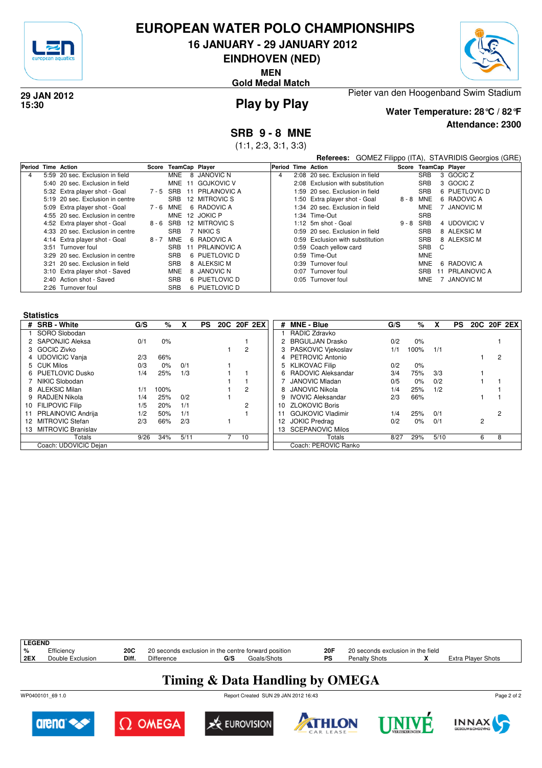# EUROPEAN WATER POLO CHAMPIONSHIPS

**16 JANUARY - 29 JANUARY 2012**

**EINDHOVEN (NED)**

**MEN**

**Gold Medal Match**

**29 JAN 2012**
**15:30**

## Play by Play

Pieter van den Hoogenband Swim Stadium

**Water Temperature: 28°C / 82°F**

**Attendance: 2300**

### SRB 9 - 8 MNE

(1:1, 2:3, 3:1, 3:3)

**Referees:** GOMEZ Filippo (ITA), STAVRIDIS Georgios (GRE)

| Period | Time | Action | Score | TeamCap | | Player |
|---|---|---|---|---|---|---|
| 4 | 5:59 | 20 sec. Exclusion in field | | MNE | 8 | JANOVIC N |
| | 5:40 | 20 sec. Exclusion in field | | MNE | 11 | GOJKOVIC V |
| | 5:32 | Extra player shot - Goal | 7 - 5 | SRB | 11 | PRLAINOVIC A |
| | 5:19 | 20 sec. Exclusion in centre | | SRB | 12 | MITROVIC S |
| | 5:09 | Extra player shot - Goal | 7 - 6 | MNE | 6 | RADOVIC A |
| | 4:55 | 20 sec. Exclusion in centre | | MNE | 12 | JOKIC P |
| | 4:52 | Extra player shot - Goal | 8 - 6 | SRB | 12 | MITROVIC S |
| | 4:33 | 20 sec. Exclusion in centre | | SRB | 7 | NIKIC S |
| | 4:14 | Extra player shot - Goal | 8 - 7 | MNE | 6 | RADOVIC A |
| | 3:51 | Turnover foul | | SRB | 11 | PRLAINOVIC A |
| | 3:29 | 20 sec. Exclusion in centre | | SRB | 6 | PIJETLOVIC D |
| | 3:21 | 20 sec. Exclusion in field | | SRB | 8 | ALEKSIC M |
| | 3:10 | Extra player shot - Saved | | MNE | 8 | JANOVIC N |
| | 2:40 | Action shot - Saved | | SRB | 6 | PIJETLOVIC D |
| | 2:26 | Turnover foul | | SRB | 6 | PIJETLOVIC D |
| 4 | 2:08 | 20 sec. Exclusion in field | | SRB | 3 | GOCIC Z |
| | 2:08 | Exclusion with substitution | | SRB | 3 | GOCIC Z |
| | 1:59 | 20 sec. Exclusion in field | | SRB | 6 | PIJETLOVIC D |
| | 1:50 | Extra player shot - Goal | 8 - 8 | MNE | 6 | RADOVIC A |
| | 1:34 | 20 sec. Exclusion in field | | MNE | 7 | JANOVIC M |
| | 1:34 | Time-Out | | SRB | | |
| | 1:12 | 5m shot - Goal | 9 - 8 | SRB | 4 | UDOVICIC V |
| | 0:59 | 20 sec. Exclusion in field | | SRB | 8 | ALEKSIC M |
| | 0:59 | Exclusion with substitution | | SRB | 8 | ALEKSIC M |
| | 0:59 | Coach yellow card | | SRB | C | |
| | 0:59 | Time-Out | | MNE | | |
| | 0:39 | Turnover foul | | MNE | 6 | RADOVIC A |
| | 0:07 | Turnover foul | | SRB | 11 | PRLAINOVIC A |
| | 0:05 | Turnover foul | | MNE | 7 | JANOVIC M |

### Statistics

| # | SRB - White | G/S | % | X | PS | 20C | 20F | 2EX |
|---|---|---|---|---|---|---|---|---|
| 1 | SORO Slobodan | | | | | | | |
| 2 | SAPONJIC Aleksa | 0/1 | 0% | | | | 1 | |
| 3 | GOCIC Zivko | | | | | 1 | 2 | |
| 4 | UDOVICIC Vanja | 2/3 | 66% | | | | | |
| 5 | CUK Milos | 0/3 | 0% | 0/1 | | 1 | | |
| 6 | PIJETLOVIC Dusko | 1/4 | 25% | 1/3 | | 1 | 1 | |
| 7 | NIKIC Slobodan | | | | | 1 | 1 | |
| 8 | ALEKSIC Milan | 1/1 | 100% | | | 1 | 2 | |
| 9 | RADJEN Nikola | 1/4 | 25% | 0/2 | | 1 | | |
| 10 | FILIPOVIC Filip | 1/5 | 20% | 1/1 | | | 2 | |
| 11 | PRLAINOVIC Andrija | 1/2 | 50% | 1/1 | | | 1 | |
| 12 | MITROVIC Stefan | 2/3 | 66% | 2/3 | | 1 | | |
| 13 | MITROVIC Branislav | | | | | | | |
| | Totals | 9/26 | 34% | 5/11 | | 7 | 10 | |
| | Coach: UDOVICIC Dejan | | | | | | | |

| # | MNE - Blue | G/S | % | X | PS | 20C | 20F | 2EX |
|---|---|---|---|---|---|---|---|---|
| 1 | RADIC Zdravko | | | | | | | |
| 2 | BRGULJAN Drasko | 0/2 | 0% | | | | 1 | |
| 3 | PASKOVIC Vjekoslav | 1/1 | 100% | 1/1 | | | | |
| 4 | PETROVIC Antonio | | | | | 1 | 2 | |
| 5 | KLIKOVAC Filip | 0/2 | 0% | | | | | |
| 6 | RADOVIC Aleksandar | 3/4 | 75% | 3/3 | | 1 | | |
| 7 | JANOVIC Mladan | 0/5 | 0% | 0/2 | | 1 | 1 | |
| 8 | JANOVIC Nikola | 1/4 | 25% | 1/2 | | | 1 | |
| 9 | IVOVIC Aleksandar | 2/3 | 66% | | | 1 | 1 | |
| 10 | ZLOKOVIC Boris | | | | | | | |
| 11 | GOJKOVIC Vladimir | 1/4 | 25% | 0/1 | | | 2 | |
| 12 | JOKIC Predrag | 0/2 | 0% | 0/1 | | 2 | | |
| 13 | SCEPANOVIC Milos | | | | | | | |
| | Totals | 8/27 | 29% | 5/10 | | 6 | 8 | |
| | Coach: PEROVIC Ranko | | | | | | | |

**LEGEND**

| | | | | | | | |
|---|---|---|---|---|---|---|---|
| % | Efficiency | 20C | 20 seconds exclusion in the centre forward position | | 20F | 20 seconds exclusion in the field | |
| 2EX | Double Exclusion | Diff. | Difference | G/S Goals/Shots | PS | Penalty Shots | X Extra Player Shots |

## Timing & Data Handling by OMEGA

WP0400101_69 1.0 Report Created SUN 29 JAN 2012 16:43